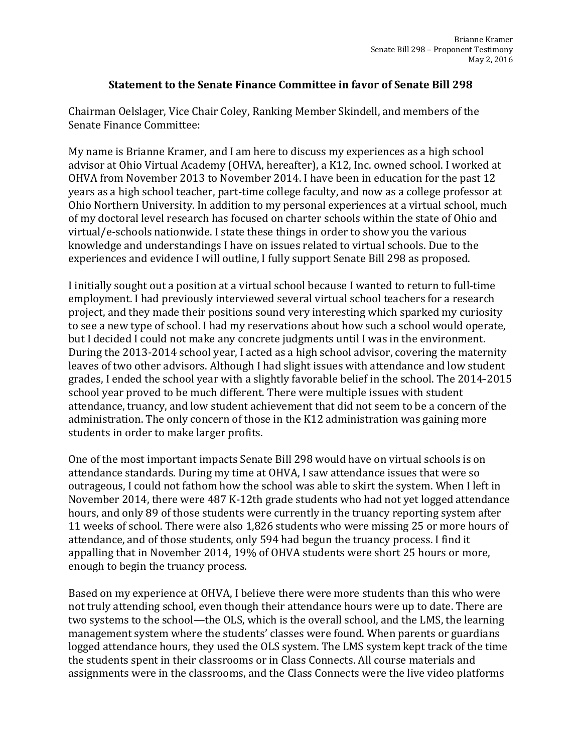Brianne Kramer
Senate Bill 298 – Proponent Testimony
May 2, 2016

## Statement to the Senate Finance Committee in favor of Senate Bill 298

Chairman Oelslager, Vice Chair Coley, Ranking Member Skindell, and members of the Senate Finance Committee:

My name is Brianne Kramer, and I am here to discuss my experiences as a high school advisor at Ohio Virtual Academy (OHVA, hereafter), a K12, Inc. owned school. I worked at OHVA from November 2013 to November 2014. I have been in education for the past 12 years as a high school teacher, part-time college faculty, and now as a college professor at Ohio Northern University. In addition to my personal experiences at a virtual school, much of my doctoral level research has focused on charter schools within the state of Ohio and virtual/e-schools nationwide. I state these things in order to show you the various knowledge and understandings I have on issues related to virtual schools. Due to the experiences and evidence I will outline, I fully support Senate Bill 298 as proposed.

I initially sought out a position at a virtual school because I wanted to return to full-time employment. I had previously interviewed several virtual school teachers for a research project, and they made their positions sound very interesting which sparked my curiosity to see a new type of school. I had my reservations about how such a school would operate, but I decided I could not make any concrete judgments until I was in the environment. During the 2013-2014 school year, I acted as a high school advisor, covering the maternity leaves of two other advisors. Although I had slight issues with attendance and low student grades, I ended the school year with a slightly favorable belief in the school. The 2014-2015 school year proved to be much different. There were multiple issues with student attendance, truancy, and low student achievement that did not seem to be a concern of the administration. The only concern of those in the K12 administration was gaining more students in order to make larger profits.

One of the most important impacts Senate Bill 298 would have on virtual schools is on attendance standards. During my time at OHVA, I saw attendance issues that were so outrageous, I could not fathom how the school was able to skirt the system. When I left in November 2014, there were 487 K-12th grade students who had not yet logged attendance hours, and only 89 of those students were currently in the truancy reporting system after 11 weeks of school. There were also 1,826 students who were missing 25 or more hours of attendance, and of those students, only 594 had begun the truancy process. I find it appalling that in November 2014, 19% of OHVA students were short 25 hours or more, enough to begin the truancy process.

Based on my experience at OHVA, I believe there were more students than this who were not truly attending school, even though their attendance hours were up to date. There are two systems to the school—the OLS, which is the overall school, and the LMS, the learning management system where the students' classes were found. When parents or guardians logged attendance hours, they used the OLS system. The LMS system kept track of the time the students spent in their classrooms or in Class Connects. All course materials and assignments were in the classrooms, and the Class Connects were the live video platforms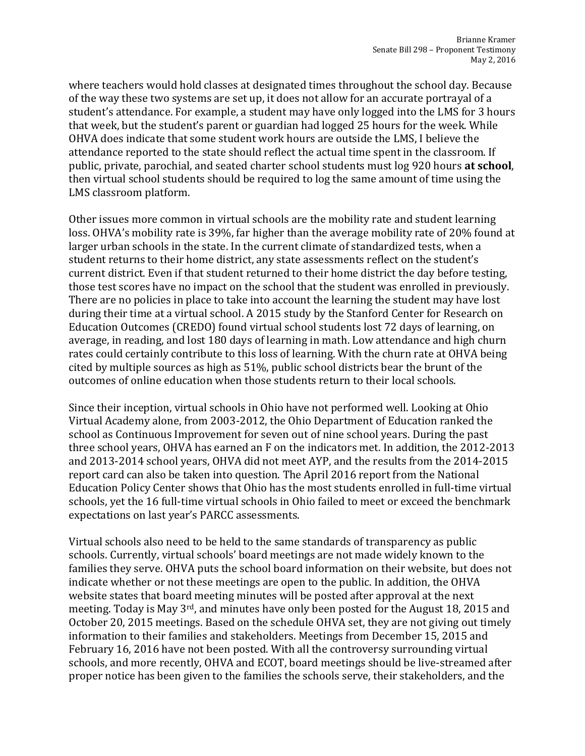where teachers would hold classes at designated times throughout the school day. Because of the way these two systems are set up, it does not allow for an accurate portrayal of a student's attendance. For example, a student may have only logged into the LMS for 3 hours that week, but the student's parent or guardian had logged 25 hours for the week. While OHVA does indicate that some student work hours are outside the LMS, I believe the attendance reported to the state should reflect the actual time spent in the classroom. If public, private, parochial, and seated charter school students must log 920 hours **at school**, then virtual school students should be required to log the same amount of time using the LMS classroom platform.

Other issues more common in virtual schools are the mobility rate and student learning loss. OHVA's mobility rate is 39%, far higher than the average mobility rate of 20% found at larger urban schools in the state. In the current climate of standardized tests, when a student returns to their home district, any state assessments reflect on the student's current district. Even if that student returned to their home district the day before testing, those test scores have no impact on the school that the student was enrolled in previously. There are no policies in place to take into account the learning the student may have lost during their time at a virtual school. A 2015 study by the Stanford Center for Research on Education Outcomes (CREDO) found virtual school students lost 72 days of learning, on average, in reading, and lost 180 days of learning in math. Low attendance and high churn rates could certainly contribute to this loss of learning. With the churn rate at OHVA being cited by multiple sources as high as 51%, public school districts bear the brunt of the outcomes of online education when those students return to their local schools.

Since their inception, virtual schools in Ohio have not performed well. Looking at Ohio Virtual Academy alone, from 2003-2012, the Ohio Department of Education ranked the school as Continuous Improvement for seven out of nine school years. During the past three school years, OHVA has earned an F on the indicators met. In addition, the 2012-2013 and 2013-2014 school years, OHVA did not meet AYP, and the results from the 2014-2015 report card can also be taken into question. The April 2016 report from the National Education Policy Center shows that Ohio has the most students enrolled in full-time virtual schools, yet the 16 full-time virtual schools in Ohio failed to meet or exceed the benchmark expectations on last year's PARCC assessments.

Virtual schools also need to be held to the same standards of transparency as public schools. Currently, virtual schools' board meetings are not made widely known to the families they serve. OHVA puts the school board information on their website, but does not indicate whether or not these meetings are open to the public. In addition, the OHVA website states that board meeting minutes will be posted after approval at the next meeting. Today is May 3rd, and minutes have only been posted for the August 18, 2015 and October 20, 2015 meetings. Based on the schedule OHVA set, they are not giving out timely information to their families and stakeholders. Meetings from December 15, 2015 and February 16, 2016 have not been posted. With all the controversy surrounding virtual schools, and more recently, OHVA and ECOT, board meetings should be live-streamed after proper notice has been given to the families the schools serve, their stakeholders, and the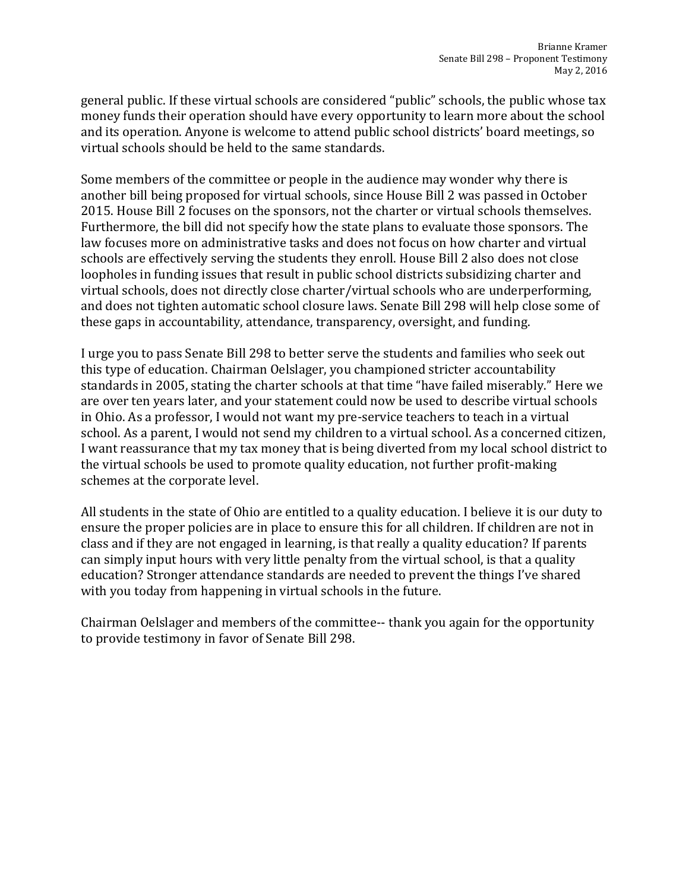general public. If these virtual schools are considered "public" schools, the public whose tax money funds their operation should have every opportunity to learn more about the school and its operation. Anyone is welcome to attend public school districts' board meetings, so virtual schools should be held to the same standards.

Some members of the committee or people in the audience may wonder why there is another bill being proposed for virtual schools, since House Bill 2 was passed in October 2015. House Bill 2 focuses on the sponsors, not the charter or virtual schools themselves. Furthermore, the bill did not specify how the state plans to evaluate those sponsors. The law focuses more on administrative tasks and does not focus on how charter and virtual schools are effectively serving the students they enroll. House Bill 2 also does not close loopholes in funding issues that result in public school districts subsidizing charter and virtual schools, does not directly close charter/virtual schools who are underperforming, and does not tighten automatic school closure laws. Senate Bill 298 will help close some of these gaps in accountability, attendance, transparency, oversight, and funding.

I urge you to pass Senate Bill 298 to better serve the students and families who seek out this type of education. Chairman Oelslager, you championed stricter accountability standards in 2005, stating the charter schools at that time "have failed miserably." Here we are over ten years later, and your statement could now be used to describe virtual schools in Ohio. As a professor, I would not want my pre-service teachers to teach in a virtual school. As a parent, I would not send my children to a virtual school. As a concerned citizen, I want reassurance that my tax money that is being diverted from my local school district to the virtual schools be used to promote quality education, not further profit-making schemes at the corporate level.

All students in the state of Ohio are entitled to a quality education. I believe it is our duty to ensure the proper policies are in place to ensure this for all children. If children are not in class and if they are not engaged in learning, is that really a quality education? If parents can simply input hours with very little penalty from the virtual school, is that a quality education? Stronger attendance standards are needed to prevent the things I've shared with you today from happening in virtual schools in the future.

Chairman Oelslager and members of the committee-- thank you again for the opportunity to provide testimony in favor of Senate Bill 298.